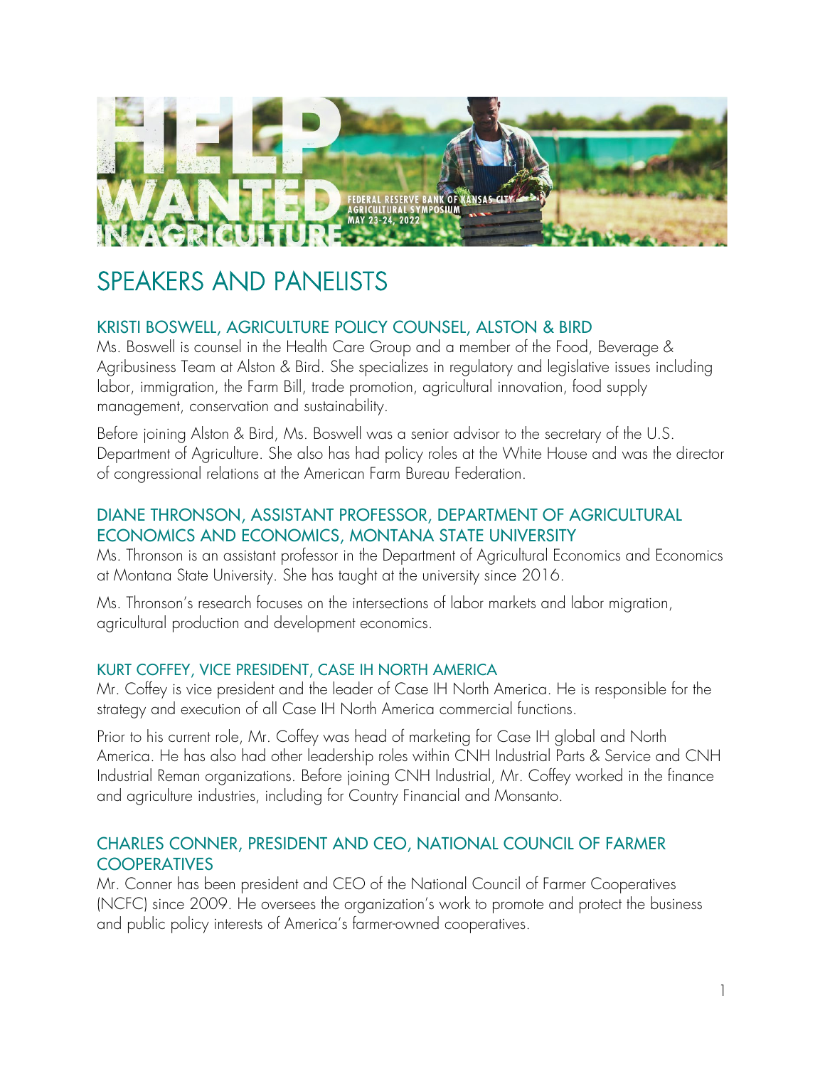# SPEAKERS AND PANELISTS

## KRISTI BOSWELL, AGRICULTURE POLICY COUNSEL, ALSTON & BIRD

Ms. Boswell is counsel in the Health Care Group and a member of the Food, Beverage & Agribusiness Team at Alston & Bird. She specializes in regulatory and legislative issues including labor, immigration, the Farm Bill, trade promotion, agricultural innovation, food supply management, conservation and sustainability.

Before joining Alston & Bird, Ms. Boswell was a senior advisor to the secretary of the U.S. Department of Agriculture. She also has had policy roles at the White House and was the director of congressional relations at the American Farm Bureau Federation.

## DIANE THRONSON, ASSISTANT PROFESSOR, DEPARTMENT OF AGRICULTURAL ECONOMICS AND ECONOMICS, MONTANA STATE UNIVERSITY

Ms. Thronson is an assistant professor in the Department of Agricultural Economics and Economics at Montana State University. She has taught at the university since 2016.

Ms. Thronson's research focuses on the intersections of labor markets and labor migration, agricultural production and development economics.

## KURT COFFEY, VICE PRESIDENT, CASE IH NORTH AMERICA

Mr. Coffey is vice president and the leader of Case IH North America. He is responsible for the strategy and execution of all Case IH North America commercial functions.

Prior to his current role, Mr. Coffey was head of marketing for Case IH global and North America. He has also had other leadership roles within CNH Industrial Parts & Service and CNH Industrial Reman organizations. Before joining CNH Industrial, Mr. Coffey worked in the finance and agriculture industries, including for Country Financial and Monsanto.

## CHARLES CONNER, PRESIDENT AND CEO, NATIONAL COUNCIL OF FARMER COOPERATIVES

Mr. Conner has been president and CEO of the National Council of Farmer Cooperatives (NCFC) since 2009. He oversees the organization's work to promote and protect the business and public policy interests of America's farmer-owned cooperatives.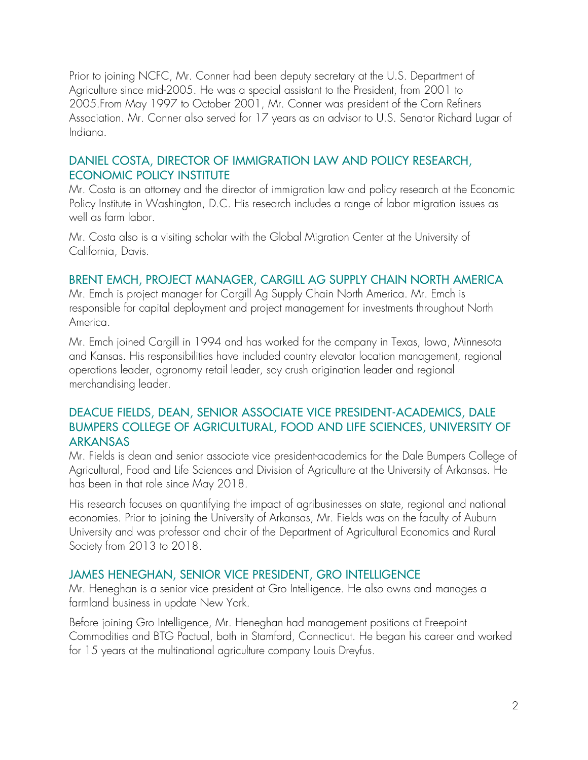Prior to joining NCFC, Mr. Conner had been deputy secretary at the U.S. Department of Agriculture since mid-2005. He was a special assistant to the President, from 2001 to 2005.From May 1997 to October 2001, Mr. Conner was president of the Corn Refiners Association. Mr. Conner also served for 17 years as an advisor to U.S. Senator Richard Lugar of Indiana.

## DANIEL COSTA, DIRECTOR OF IMMIGRATION LAW AND POLICY RESEARCH, ECONOMIC POLICY INSTITUTE

Mr. Costa is an attorney and the director of immigration law and policy research at the Economic Policy Institute in Washington, D.C. His research includes a range of labor migration issues as well as farm labor.

Mr. Costa also is a visiting scholar with the Global Migration Center at the University of California, Davis.

## BRENT EMCH, PROJECT MANAGER, CARGILL AG SUPPLY CHAIN NORTH AMERICA

Mr. Emch is project manager for Cargill Ag Supply Chain North America. Mr. Emch is responsible for capital deployment and project management for investments throughout North America.

Mr. Emch joined Cargill in 1994 and has worked for the company in Texas, Iowa, Minnesota and Kansas. His responsibilities have included country elevator location management, regional operations leader, agronomy retail leader, soy crush origination leader and regional merchandising leader.

## DEACUE FIELDS, DEAN, SENIOR ASSOCIATE VICE PRESIDENT-ACADEMICS, DALE BUMPERS COLLEGE OF AGRICULTURAL, FOOD AND LIFE SCIENCES, UNIVERSITY OF ARKANSAS

Mr. Fields is dean and senior associate vice president-academics for the Dale Bumpers College of Agricultural, Food and Life Sciences and Division of Agriculture at the University of Arkansas. He has been in that role since May 2018.

His research focuses on quantifying the impact of agribusinesses on state, regional and national economies. Prior to joining the University of Arkansas, Mr. Fields was on the faculty of Auburn University and was professor and chair of the Department of Agricultural Economics and Rural Society from 2013 to 2018.

## JAMES HENEGHAN, SENIOR VICE PRESIDENT, GRO INTELLIGENCE

Mr. Heneghan is a senior vice president at Gro Intelligence. He also owns and manages a farmland business in update New York.

Before joining Gro Intelligence, Mr. Heneghan had management positions at Freepoint Commodities and BTG Pactual, both in Stamford, Connecticut. He began his career and worked for 15 years at the multinational agriculture company Louis Dreyfus.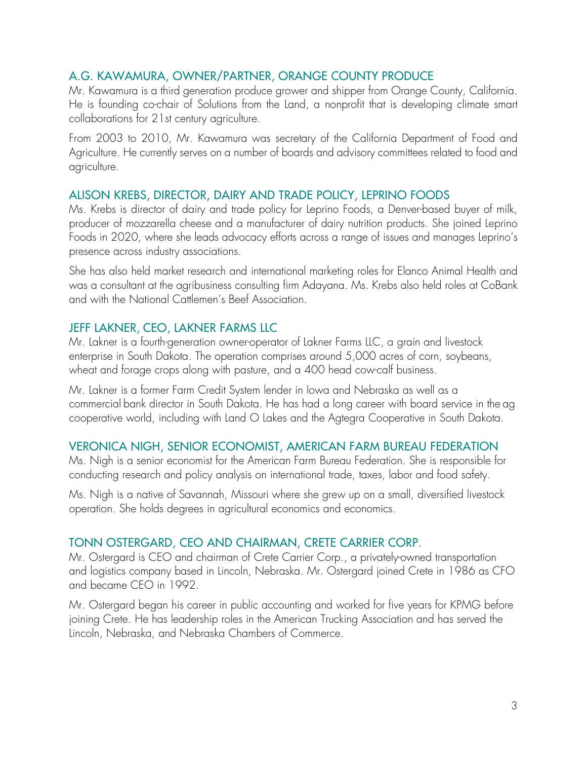## A.G. KAWAMURA, OWNER/PARTNER, ORANGE COUNTY PRODUCE

Mr. Kawamura is a third generation produce grower and shipper from Orange County, California. He is founding co-chair of Solutions from the Land, a nonprofit that is developing climate smart collaborations for 21st century agriculture.

From 2003 to 2010, Mr. Kawamura was secretary of the California Department of Food and Agriculture. He currently serves on a number of boards and advisory committees related to food and agriculture.

## ALISON KREBS, DIRECTOR, DAIRY AND TRADE POLICY, LEPRINO FOODS

Ms. Krebs is director of dairy and trade policy for Leprino Foods, a Denver-based buyer of milk, producer of mozzarella cheese and a manufacturer of dairy nutrition products. She joined Leprino Foods in 2020, where she leads advocacy efforts across a range of issues and manages Leprino's presence across industry associations.

She has also held market research and international marketing roles for Elanco Animal Health and was a consultant at the agribusiness consulting firm Adayana. Ms. Krebs also held roles at CoBank and with the National Cattlemen's Beef Association.

## JEFF LAKNER, CEO, LAKNER FARMS LLC

Mr. Lakner is a fourth-generation owner-operator of Lakner Farms LLC, a grain and livestock enterprise in South Dakota. The operation comprises around 5,000 acres of corn, soybeans, wheat and forage crops along with pasture, and a 400 head cow-calf business.

Mr. Lakner is a former Farm Credit System lender in Iowa and Nebraska as well as a commercial bank director in South Dakota. He has had a long career with board service in the ag cooperative world, including with Land O Lakes and the Agtegra Cooperative in South Dakota.

## VERONICA NIGH, SENIOR ECONOMIST, AMERICAN FARM BUREAU FEDERATION

Ms. Nigh is a senior economist for the American Farm Bureau Federation. She is responsible for conducting research and policy analysis on international trade, taxes, labor and food safety.

Ms. Nigh is a native of Savannah, Missouri where she grew up on a small, diversified livestock operation. She holds degrees in agricultural economics and economics.

## TONN OSTERGARD, CEO AND CHAIRMAN, CRETE CARRIER CORP.

Mr. Ostergard is CEO and chairman of Crete Carrier Corp., a privately-owned transportation and logistics company based in Lincoln, Nebraska. Mr. Ostergard joined Crete in 1986 as CFO and became CEO in 1992.

Mr. Ostergard began his career in public accounting and worked for five years for KPMG before joining Crete. He has leadership roles in the American Trucking Association and has served the Lincoln, Nebraska, and Nebraska Chambers of Commerce.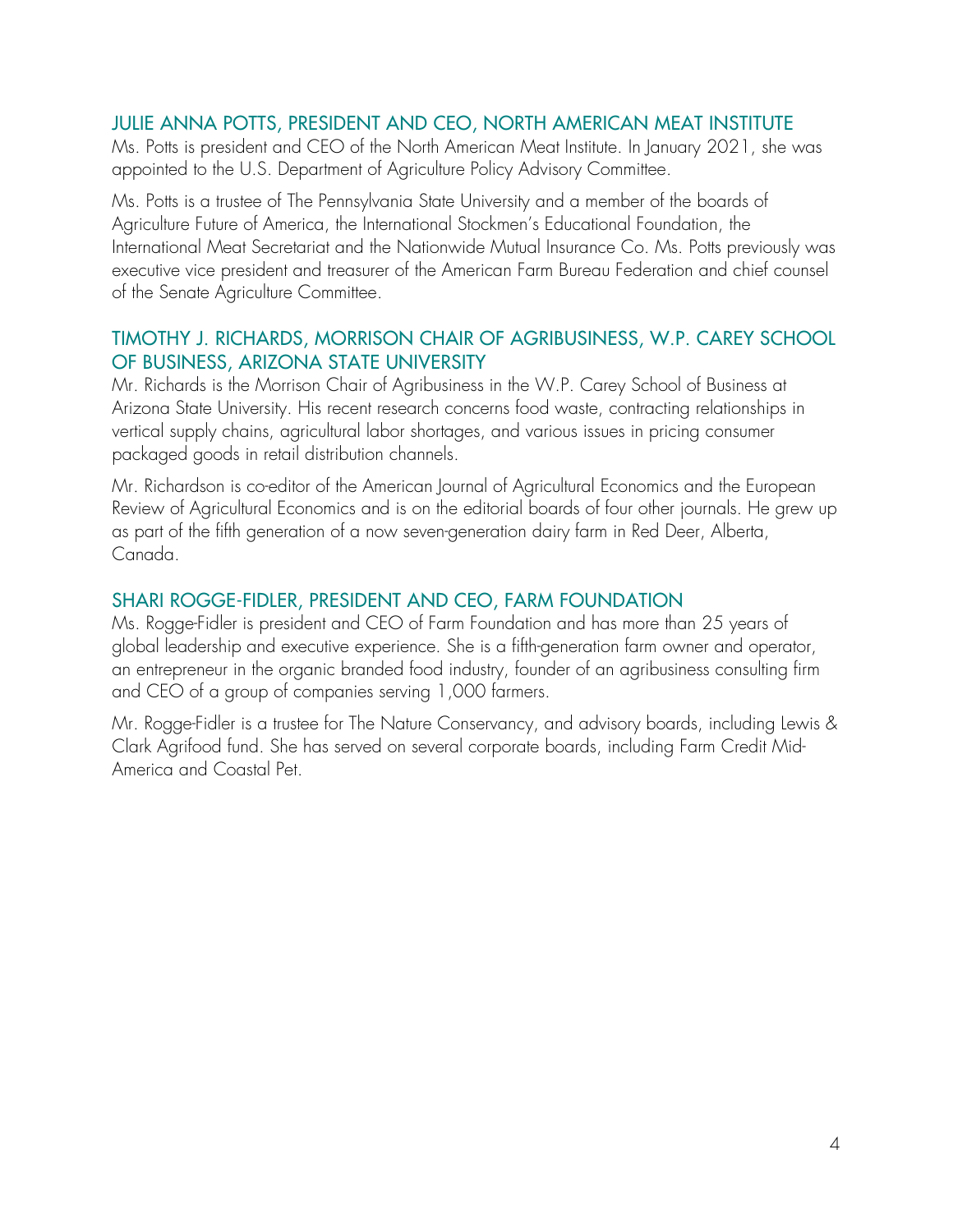## JULIE ANNA POTTS, PRESIDENT AND CEO, NORTH AMERICAN MEAT INSTITUTE

Ms. Potts is president and CEO of the North American Meat Institute. In January 2021, she was appointed to the U.S. Department of Agriculture Policy Advisory Committee.

Ms. Potts is a trustee of The Pennsylvania State University and a member of the boards of Agriculture Future of America, the International Stockmen's Educational Foundation, the International Meat Secretariat and the Nationwide Mutual Insurance Co. Ms. Potts previously was executive vice president and treasurer of the American Farm Bureau Federation and chief counsel of the Senate Agriculture Committee.

## TIMOTHY J. RICHARDS, MORRISON CHAIR OF AGRIBUSINESS, W.P. CAREY SCHOOL OF BUSINESS, ARIZONA STATE UNIVERSITY

Mr. Richards is the Morrison Chair of Agribusiness in the W.P. Carey School of Business at Arizona State University. His recent research concerns food waste, contracting relationships in vertical supply chains, agricultural labor shortages, and various issues in pricing consumer packaged goods in retail distribution channels.

Mr. Richardson is co-editor of the American Journal of Agricultural Economics and the European Review of Agricultural Economics and is on the editorial boards of four other journals. He grew up as part of the fifth generation of a now seven-generation dairy farm in Red Deer, Alberta, Canada.

## SHARI ROGGE-FIDLER, PRESIDENT AND CEO, FARM FOUNDATION

Ms. Rogge-Fidler is president and CEO of Farm Foundation and has more than 25 years of global leadership and executive experience. She is a fifth-generation farm owner and operator, an entrepreneur in the organic branded food industry, founder of an agribusiness consulting firm and CEO of a group of companies serving 1,000 farmers.

Mr. Rogge-Fidler is a trustee for The Nature Conservancy, and advisory boards, including Lewis & Clark Agrifood fund. She has served on several corporate boards, including Farm Credit Mid-America and Coastal Pet.